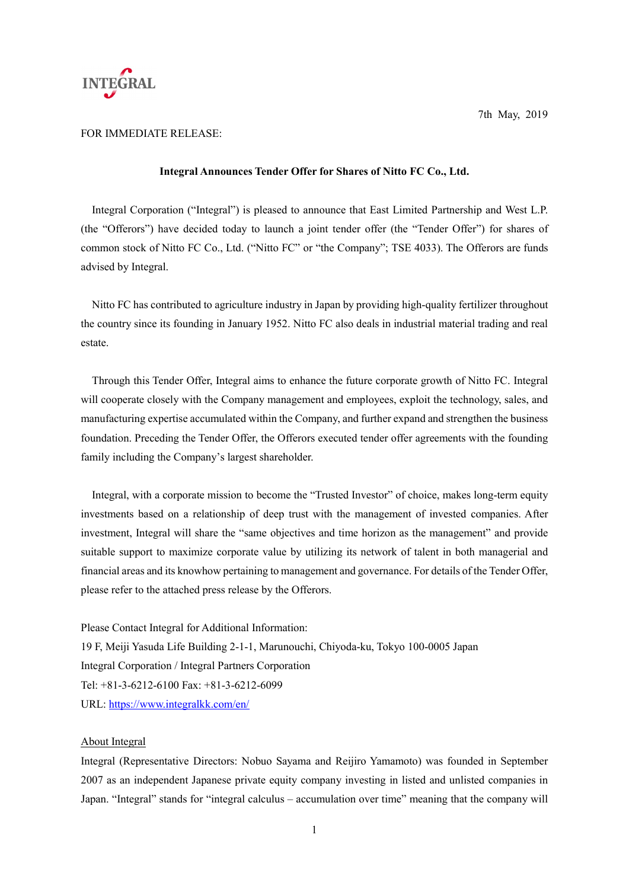INTEGRAL

7th May, 2019

FOR IMMEDIATE RELEASE:

**Integral Announces Tender Offer for Shares of Nitto FC Co., Ltd.**

Integral Corporation ("Integral") is pleased to announce that East Limited Partnership and West L.P. (the "Offerors") have decided today to launch a joint tender offer (the "Tender Offer") for shares of common stock of Nitto FC Co., Ltd. ("Nitto FC" or "the Company"; TSE 4033). The Offerors are funds advised by Integral.

Nitto FC has contributed to agriculture industry in Japan by providing high-quality fertilizer throughout the country since its founding in January 1952. Nitto FC also deals in industrial material trading and real estate.

Through this Tender Offer, Integral aims to enhance the future corporate growth of Nitto FC. Integral will cooperate closely with the Company management and employees, exploit the technology, sales, and manufacturing expertise accumulated within the Company, and further expand and strengthen the business foundation. Preceding the Tender Offer, the Offerors executed tender offer agreements with the founding family including the Company's largest shareholder.

Integral, with a corporate mission to become the "Trusted Investor" of choice, makes long-term equity investments based on a relationship of deep trust with the management of invested companies. After investment, Integral will share the "same objectives and time horizon as the management" and provide suitable support to maximize corporate value by utilizing its network of talent in both managerial and financial areas and its knowhow pertaining to management and governance. For details of the Tender Offer, please refer to the attached press release by the Offerors.

Please Contact Integral for Additional Information:
19 F, Meiji Yasuda Life Building 2-1-1, Marunouchi, Chiyoda-ku, Tokyo 100-0005 Japan
Integral Corporation / Integral Partners Corporation
Tel: +81-3-6212-6100 Fax: +81-3-6212-6099
URL: https://www.integralkk.com/en/

About Integral

Integral (Representative Directors: Nobuo Sayama and Reijiro Yamamoto) was founded in September 2007 as an independent Japanese private equity company investing in listed and unlisted companies in Japan. "Integral" stands for "integral calculus – accumulation over time" meaning that the company will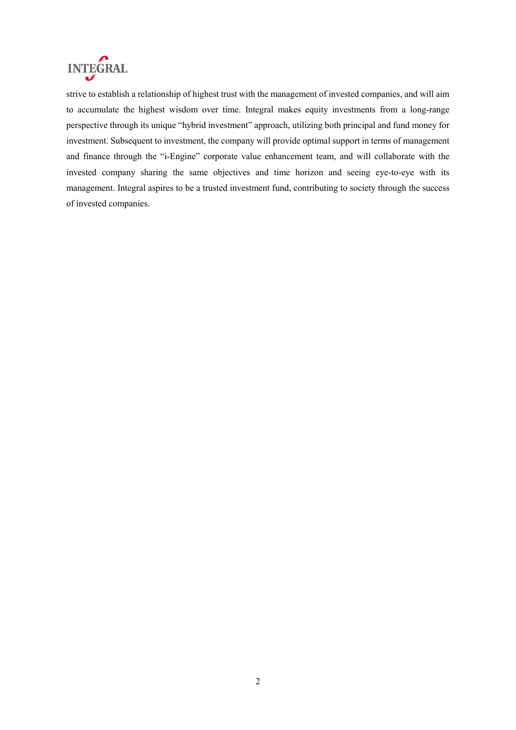strive to establish a relationship of highest trust with the management of invested companies, and will aim to accumulate the highest wisdom over time. Integral makes equity investments from a long-range perspective through its unique "hybrid investment" approach, utilizing both principal and fund money for investment. Subsequent to investment, the company will provide optimal support in terms of management and finance through the "i-Engine" corporate value enhancement team, and will collaborate with the invested company sharing the same objectives and time horizon and seeing eye-to-eye with its management. Integral aspires to be a trusted investment fund, contributing to society through the success of invested companies.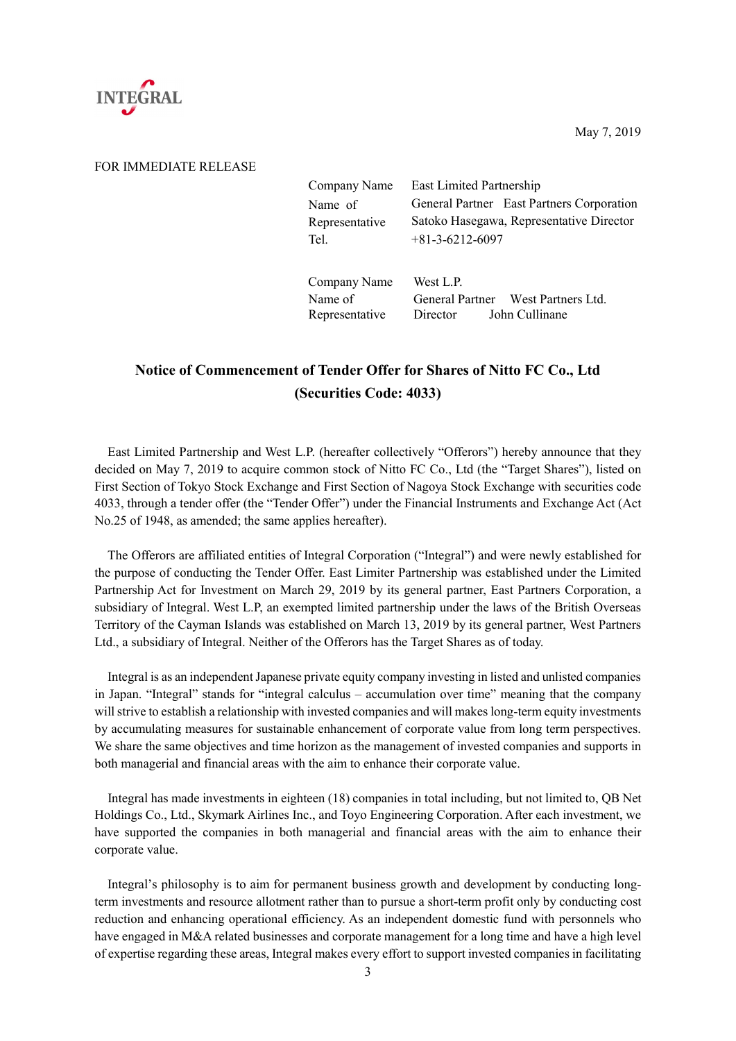INTEGRAL

May 7, 2019

FOR IMMEDIATE RELEASE

| | |
|---|---|
| Company Name | East Limited Partnership |
| Name of Representative | General Partner East Partners Corporation<br>Satoko Hasegawa, Representative Director |
| Tel. | +81-3-6212-6097 |

| | |
|---|---|
| Company Name | West L.P. |
| Name of Representative | General Partner West Partners Ltd.<br>Director John Cullinane |

## Notice of Commencement of Tender Offer for Shares of Nitto FC Co., Ltd (Securities Code: 4033)

East Limited Partnership and West L.P. (hereafter collectively "Offerors") hereby announce that they decided on May 7, 2019 to acquire common stock of Nitto FC Co., Ltd (the "Target Shares"), listed on First Section of Tokyo Stock Exchange and First Section of Nagoya Stock Exchange with securities code 4033, through a tender offer (the "Tender Offer") under the Financial Instruments and Exchange Act (Act No.25 of 1948, as amended; the same applies hereafter).

The Offerors are affiliated entities of Integral Corporation ("Integral") and were newly established for the purpose of conducting the Tender Offer. East Limiter Partnership was established under the Limited Partnership Act for Investment on March 29, 2019 by its general partner, East Partners Corporation, a subsidiary of Integral. West L.P, an exempted limited partnership under the laws of the British Overseas Territory of the Cayman Islands was established on March 13, 2019 by its general partner, West Partners Ltd., a subsidiary of Integral. Neither of the Offerors has the Target Shares as of today.

Integral is as an independent Japanese private equity company investing in listed and unlisted companies in Japan. "Integral" stands for "integral calculus – accumulation over time" meaning that the company will strive to establish a relationship with invested companies and will makes long-term equity investments by accumulating measures for sustainable enhancement of corporate value from long term perspectives. We share the same objectives and time horizon as the management of invested companies and supports in both managerial and financial areas with the aim to enhance their corporate value.

Integral has made investments in eighteen (18) companies in total including, but not limited to, QB Net Holdings Co., Ltd., Skymark Airlines Inc., and Toyo Engineering Corporation. After each investment, we have supported the companies in both managerial and financial areas with the aim to enhance their corporate value.

Integral's philosophy is to aim for permanent business growth and development by conducting long-term investments and resource allotment rather than to pursue a short-term profit only by conducting cost reduction and enhancing operational efficiency. As an independent domestic fund with personnels who have engaged in M&A related businesses and corporate management for a long time and have a high level of expertise regarding these areas, Integral makes every effort to support invested companies in facilitating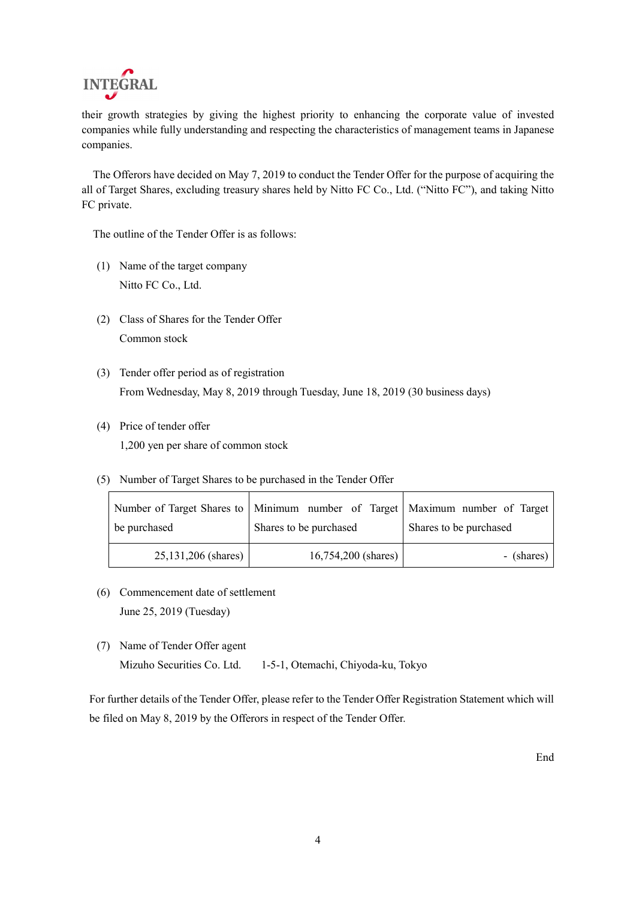their growth strategies by giving the highest priority to enhancing the corporate value of invested companies while fully understanding and respecting the characteristics of management teams in Japanese companies.

The Offerors have decided on May 7, 2019 to conduct the Tender Offer for the purpose of acquiring the all of Target Shares, excluding treasury shares held by Nitto FC Co., Ltd. ("Nitto FC"), and taking Nitto FC private.

The outline of the Tender Offer is as follows:

(1) Name of the target company
Nitto FC Co., Ltd.

(2) Class of Shares for the Tender Offer
Common stock

(3) Tender offer period as of registration
From Wednesday, May 8, 2019 through Tuesday, June 18, 2019 (30 business days)

(4) Price of tender offer
1,200 yen per share of common stock

(5) Number of Target Shares to be purchased in the Tender Offer

| Number of Target Shares to be purchased | Minimum number of Target Shares to be purchased | Maximum number of Target Shares to be purchased |
|---|---|---|
| 25,131,206 (shares) | 16,754,200 (shares) | - (shares) |

(6) Commencement date of settlement
June 25, 2019 (Tuesday)

(7) Name of Tender Offer agent
Mizuho Securities Co. Ltd. 1-5-1, Otemachi, Chiyoda-ku, Tokyo

For further details of the Tender Offer, please refer to the Tender Offer Registration Statement which will be filed on May 8, 2019 by the Offerors in respect of the Tender Offer.

End